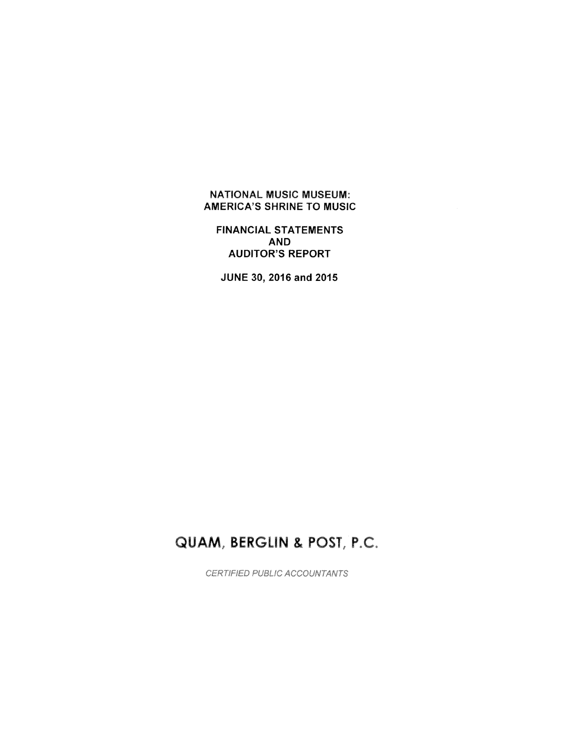# NATIONAL MUSIC MUSEUM: AMERICA'S SHRINE TO MUSIC

## FINANCIAL STATEMENTS AND AUDITOR'S REPORT

### JUNE 30, 2016 and 2015

**QUAM, BERGLIN & POST, P.C.**

*CERTIFIED PUBLIC ACCOUNTANTS*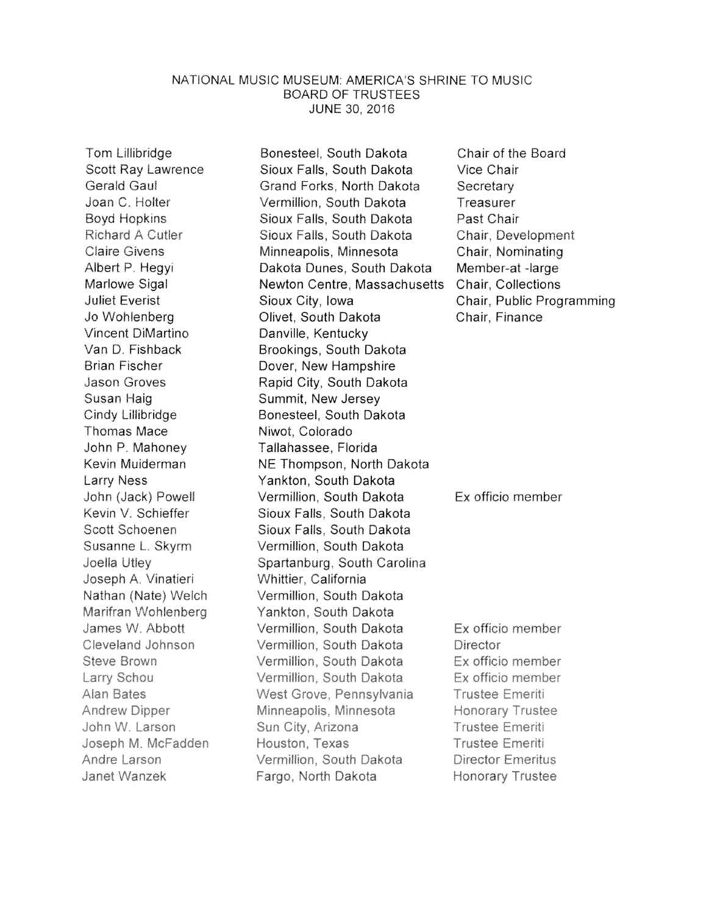# NATIONAL MUSIC MUSEUM: AMERICA'S SHRINE TO MUSIC
## BOARD OF TRUSTEES
### JUNE 30, 2016

| Name | Location | Position |
|---|---|---|
| Tom Lillibridge | Bonesteel, South Dakota | Chair of the Board |
| Scott Ray Lawrence | Sioux Falls, South Dakota | Vice Chair |
| Gerald Gaul | Grand Forks, North Dakota | Secretary |
| Joan C. Holter | Vermillion, South Dakota | Treasurer |
| Boyd Hopkins | Sioux Falls, South Dakota | Past Chair |
| Richard A Cutler | Sioux Falls, South Dakota | Chair, Development |
| Claire Givens | Minneapolis, Minnesota | Chair, Nominating |
| Albert P. Hegyi | Dakota Dunes, South Dakota | Member-at -large |
| Marlowe Sigal | Newton Centre, Massachusetts | Chair, Collections |
| Juliet Everist | Sioux City, Iowa | Chair, Public Programming |
| Jo Wohlenberg | Olivet, South Dakota | Chair, Finance |
| Vincent DiMartino | Danville, Kentucky | |
| Van D. Fishback | Brookings, South Dakota | |
| Brian Fischer | Dover, New Hampshire | |
| Jason Groves | Rapid City, South Dakota | |
| Susan Haig | Summit, New Jersey | |
| Cindy Lillibridge | Bonesteel, South Dakota | |
| Thomas Mace | Niwot, Colorado | |
| John P. Mahoney | Tallahassee, Florida | |
| Kevin Muiderman | NE Thompson, North Dakota | |
| Larry Ness | Yankton, South Dakota | |
| John (Jack) Powell | Vermillion, South Dakota | Ex officio member |
| Kevin V. Schieffer | Sioux Falls, South Dakota | |
| Scott Schoenen | Sioux Falls, South Dakota | |
| Susanne L. Skyrm | Vermillion, South Dakota | |
| Joella Utley | Spartanburg, South Carolina | |
| Joseph A. Vinatieri | Whittier, California | |
| Nathan (Nate) Welch | Vermillion, South Dakota | |
| Marifran Wohlenberg | Yankton, South Dakota | |
| James W. Abbott | Vermillion, South Dakota | Ex officio member |
| Cleveland Johnson | Vermillion, South Dakota | Director |
| Steve Brown | Vermillion, South Dakota | Ex officio member |
| Larry Schou | Vermillion, South Dakota | Ex officio member |
| Alan Bates | West Grove, Pennsylvania | Trustee Emeriti |
| Andrew Dipper | Minneapolis, Minnesota | Honorary Trustee |
| John W. Larson | Sun City, Arizona | Trustee Emeriti |
| Joseph M. McFadden | Houston, Texas | Trustee Emeriti |
| Andre Larson | Vermillion, South Dakota | Director Emeritus |
| Janet Wanzek | Fargo, North Dakota | Honorary Trustee |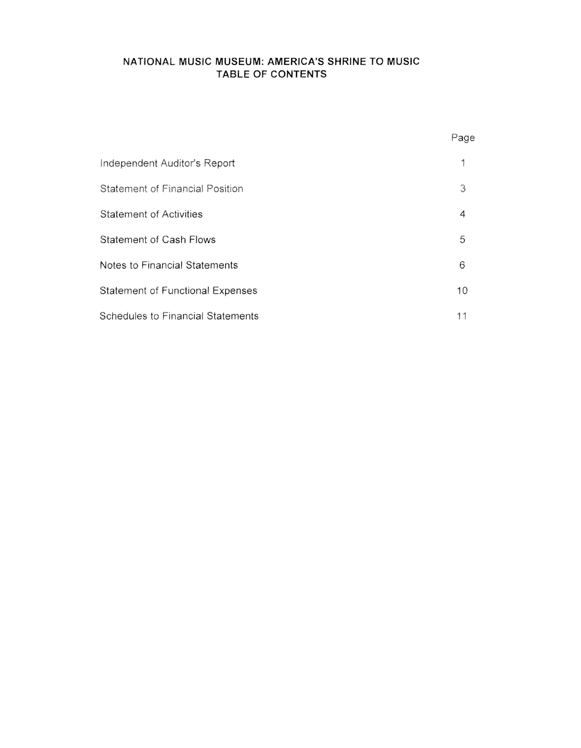# NATIONAL MUSIC MUSEUM: AMERICA'S SHRINE TO MUSIC
## TABLE OF CONTENTS

| | Page |
|---|---|
| Independent Auditor's Report | 1 |
| Statement of Financial Position | 3 |
| Statement of Activities | 4 |
| Statement of Cash Flows | 5 |
| Notes to Financial Statements | 6 |
| Statement of Functional Expenses | 10 |
| Schedules to Financial Statements | 11 |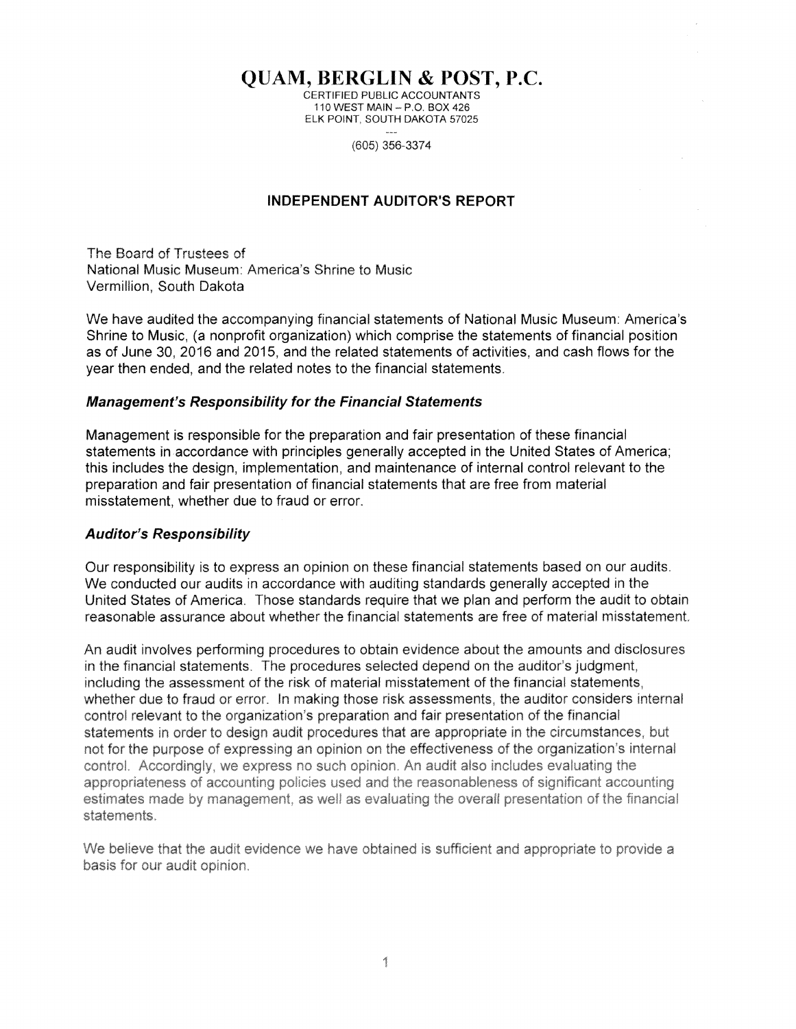# QUAM, BERGLIN & POST, P.C.

CERTIFIED PUBLIC ACCOUNTANTS
110 WEST MAIN – P.O. BOX 426
ELK POINT, SOUTH DAKOTA 57025

---

(605) 356-3374

## INDEPENDENT AUDITOR'S REPORT

The Board of Trustees of
National Music Museum: America's Shrine to Music
Vermillion, South Dakota

We have audited the accompanying financial statements of National Music Museum: America's Shrine to Music, (a nonprofit organization) which comprise the statements of financial position as of June 30, 2016 and 2015, and the related statements of activities, and cash flows for the year then ended, and the related notes to the financial statements.

### *Management's Responsibility for the Financial Statements*

Management is responsible for the preparation and fair presentation of these financial statements in accordance with principles generally accepted in the United States of America; this includes the design, implementation, and maintenance of internal control relevant to the preparation and fair presentation of financial statements that are free from material misstatement, whether due to fraud or error.

### *Auditor's Responsibility*

Our responsibility is to express an opinion on these financial statements based on our audits. We conducted our audits in accordance with auditing standards generally accepted in the United States of America. Those standards require that we plan and perform the audit to obtain reasonable assurance about whether the financial statements are free of material misstatement.

An audit involves performing procedures to obtain evidence about the amounts and disclosures in the financial statements. The procedures selected depend on the auditor's judgment, including the assessment of the risk of material misstatement of the financial statements, whether due to fraud or error. In making those risk assessments, the auditor considers internal control relevant to the organization's preparation and fair presentation of the financial statements in order to design audit procedures that are appropriate in the circumstances, but not for the purpose of expressing an opinion on the effectiveness of the organization's internal control. Accordingly, we express no such opinion. An audit also includes evaluating the appropriateness of accounting policies used and the reasonableness of significant accounting estimates made by management, as well as evaluating the overall presentation of the financial statements.

We believe that the audit evidence we have obtained is sufficient and appropriate to provide a basis for our audit opinion.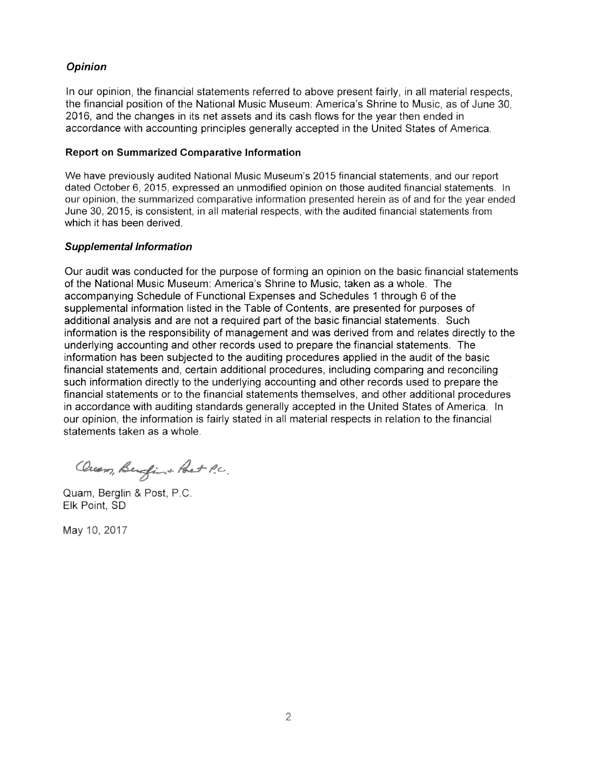### *Opinion*

In our opinion, the financial statements referred to above present fairly, in all material respects, the financial position of the National Music Museum: America's Shrine to Music, as of June 30, 2016, and the changes in its net assets and its cash flows for the year then ended in accordance with accounting principles generally accepted in the United States of America.

### Report on Summarized Comparative Information

We have previously audited National Music Museum's 2015 financial statements, and our report dated October 6, 2015, expressed an unmodified opinion on those audited financial statements. In our opinion, the summarized comparative information presented herein as of and for the year ended June 30, 2015, is consistent, in all material respects, with the audited financial statements from which it has been derived.

### *Supplemental Information*

Our audit was conducted for the purpose of forming an opinion on the basic financial statements of the National Music Museum: America's Shrine to Music, taken as a whole. The accompanying Schedule of Functional Expenses and Schedules 1 through 6 of the supplemental information listed in the Table of Contents, are presented for purposes of additional analysis and are not a required part of the basic financial statements. Such information is the responsibility of management and was derived from and relates directly to the underlying accounting and other records used to prepare the financial statements. The information has been subjected to the auditing procedures applied in the audit of the basic financial statements and, certain additional procedures, including comparing and reconciling such information directly to the underlying accounting and other records used to prepare the financial statements or to the financial statements themselves, and other additional procedures in accordance with auditing standards generally accepted in the United States of America. In our opinion, the information is fairly stated in all material respects in relation to the financial statements taken as a whole.

*Quam, Berglin & Post P.C.*

Quam, Berglin & Post, P.C.
Elk Point, SD

May 10, 2017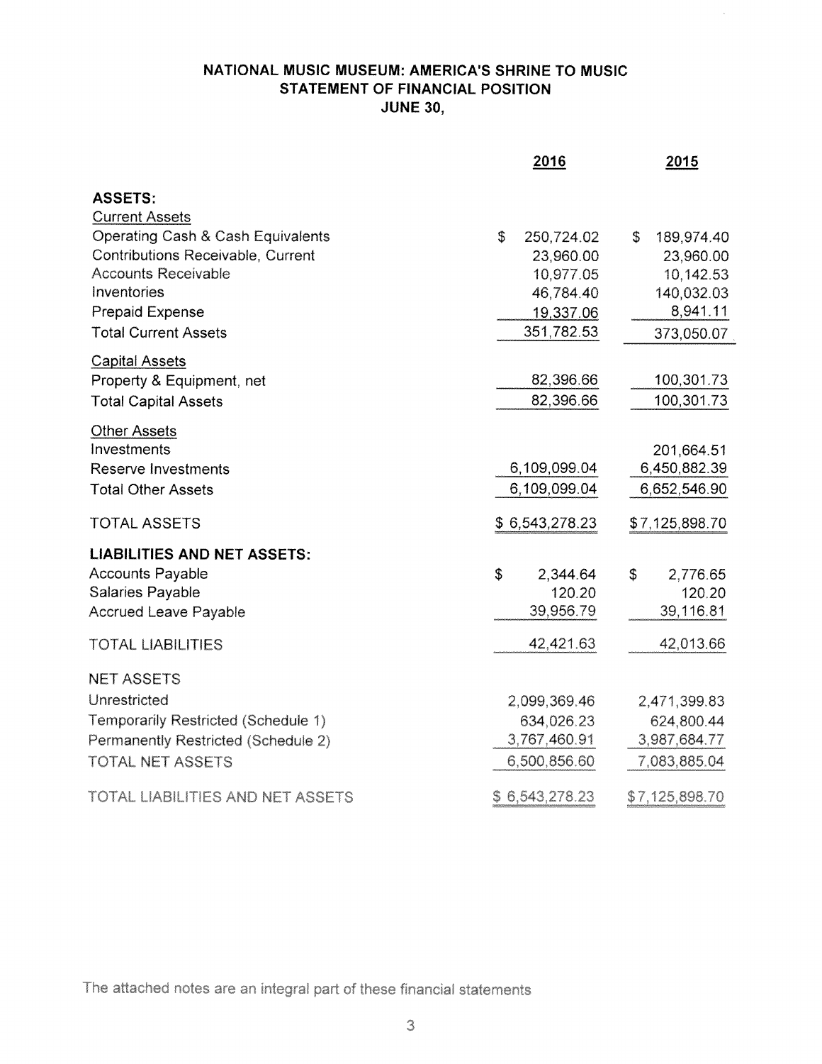# NATIONAL MUSIC MUSEUM: AMERICA'S SHRINE TO MUSIC
## STATEMENT OF FINANCIAL POSITION
## JUNE 30,

| | 2016 | 2015 |
|---|---|---|
| **ASSETS:** | | |
| Current Assets | | |
| Operating Cash & Cash Equivalents | $ 250,724.02 | $ 189,974.40 |
| Contributions Receivable, Current | 23,960.00 | 23,960.00 |
| Accounts Receivable | 10,977.05 | 10,142.53 |
| Inventories | 46,784.40 | 140,032.03 |
| Prepaid Expense | 19,337.06 | 8,941.11 |
| Total Current Assets | 351,782.53 | 373,050.07 |
| Capital Assets | | |
| Property & Equipment, net | 82,396.66 | 100,301.73 |
| Total Capital Assets | 82,396.66 | 100,301.73 |
| Other Assets | | |
| Investments | | 201,664.51 |
| Reserve Investments | 6,109,099.04 | 6,450,882.39 |
| Total Other Assets | 6,109,099.04 | 6,652,546.90 |
| TOTAL ASSETS | $ 6,543,278.23 | $ 7,125,898.70 |
| **LIABILITIES AND NET ASSETS:** | | |
| Accounts Payable | $ 2,344.64 | $ 2,776.65 |
| Salaries Payable | 120.20 | 120.20 |
| Accrued Leave Payable | 39,956.79 | 39,116.81 |
| TOTAL LIABILITIES | 42,421.63 | 42,013.66 |
| NET ASSETS | | |
| Unrestricted | 2,099,369.46 | 2,471,399.83 |
| Temporarily Restricted (Schedule 1) | 634,026.23 | 624,800.44 |
| Permanently Restricted (Schedule 2) | 3,767,460.91 | 3,987,684.77 |
| TOTAL NET ASSETS | 6,500,856.60 | 7,083,885.04 |
| TOTAL LIABILITIES AND NET ASSETS | $ 6,543,278.23 | $ 7,125,898.70 |

The attached notes are an integral part of these financial statements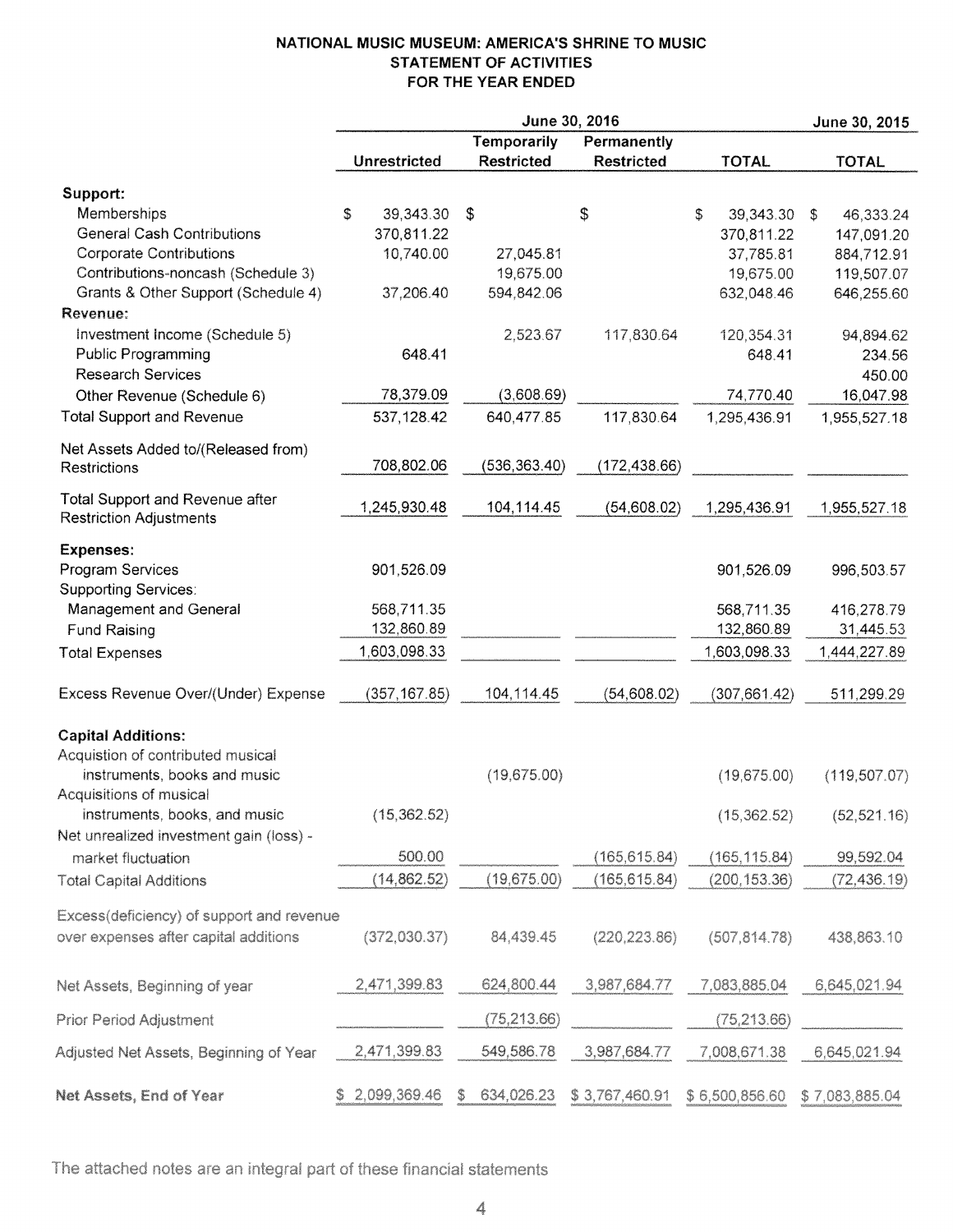# NATIONAL MUSIC MUSEUM: AMERICA'S SHRINE TO MUSIC
## STATEMENT OF ACTIVITIES
## FOR THE YEAR ENDED

| | June 30, 2016 | | | | June 30, 2015 |
|---|---|---|---|---|---|
| | Unrestricted | Temporarily Restricted | Permanently Restricted | TOTAL | TOTAL |
| **Support:** | | | | | |
| Memberships | $ 39,343.30 | $ | $ | $ 39,343.30 | $ 46,333.24 |
| General Cash Contributions | 370,811.22 | | | 370,811.22 | 147,091.20 |
| Corporate Contributions | 10,740.00 | 27,045.81 | | 37,785.81 | 884,712.91 |
| Contributions-noncash (Schedule 3) | | 19,675.00 | | 19,675.00 | 119,507.07 |
| Grants & Other Support (Schedule 4) | 37,206.40 | 594,842.06 | | 632,048.46 | 646,255.60 |
| **Revenue:** | | | | | |
| Investment Income (Schedule 5) | | 2,523.67 | 117,830.64 | 120,354.31 | 94,894.62 |
| Public Programming | 648.41 | | | 648.41 | 234.56 |
| Research Services | | | | | 450.00 |
| Other Revenue (Schedule 6) | 78,379.09 | (3,608.69) | | 74,770.40 | 16,047.98 |
| Total Support and Revenue | 537,128.42 | 640,477.85 | 117,830.64 | 1,295,436.91 | 1,955,527.18 |
| Net Assets Added to/(Released from) Restrictions | 708,802.06 | (536,363.40) | (172,438.66) | | |
| Total Support and Revenue after Restriction Adjustments | 1,245,930.48 | 104,114.45 | (54,608.02) | 1,295,436.91 | 1,955,527.18 |
| **Expenses:** | | | | | |
| Program Services | 901,526.09 | | | 901,526.09 | 996,503.57 |
| Supporting Services: | | | | | |
| Management and General | 568,711.35 | | | 568,711.35 | 416,278.79 |
| Fund Raising | 132,860.89 | | | 132,860.89 | 31,445.53 |
| Total Expenses | 1,603,098.33 | | | 1,603,098.33 | 1,444,227.89 |
| Excess Revenue Over/(Under) Expense | (357,167.85) | 104,114.45 | (54,608.02) | (307,661.42) | 511,299.29 |
| **Capital Additions:** | | | | | |
| Acquistion of contributed musical instruments, books and music | | (19,675.00) | | (19,675.00) | (119,507.07) |
| Acquisitions of musical instruments, books, and music | (15,362.52) | | | (15,362.52) | (52,521.16) |
| Net unrealized investment gain (loss) - market fluctuation | 500.00 | | (165,615.84) | (165,115.84) | 99,592.04 |
| Total Capital Additions | (14,862.52) | (19,675.00) | (165,615.84) | (200,153.36) | (72,436.19) |
| Excess(deficiency) of support and revenue over expenses after capital additions | (372,030.37) | 84,439.45 | (220,223.86) | (507,814.78) | 438,863.10 |
| Net Assets, Beginning of year | 2,471,399.83 | 624,800.44 | 3,987,684.77 | 7,083,885.04 | 6,645,021.94 |
| Prior Period Adjustment | | (75,213.66) | | (75,213.66) | |
| Adjusted Net Assets, Beginning of Year | 2,471,399.83 | 549,586.78 | 3,987,684.77 | 7,008,671.38 | 6,645,021.94 |
| **Net Assets, End of Year** | $ 2,099,369.46 | $ 634,026.23 | $ 3,767,460.91 | $ 6,500,856.60 | $ 7,083,885.04 |

The attached notes are an integral part of these financial statements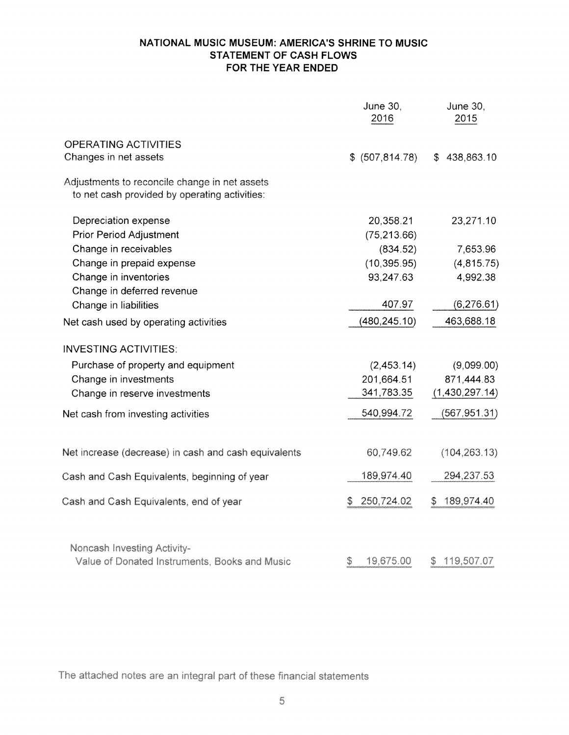# NATIONAL MUSIC MUSEUM: AMERICA'S SHRINE TO MUSIC
## STATEMENT OF CASH FLOWS
## FOR THE YEAR ENDED

| | June 30, 2016 | June 30, 2015 |
|---|---|---|
| OPERATING ACTIVITIES | | |
| Changes in net assets | $ (507,814.78) | $ 438,863.10 |
| Adjustments to reconcile change in net assets to net cash provided by operating activities: | | |
| Depreciation expense | 20,358.21 | 23,271.10 |
| Prior Period Adjustment | (75,213.66) | |
| Change in receivables | (834.52) | 7,653.96 |
| Change in prepaid expense | (10,395.95) | (4,815.75) |
| Change in inventories | 93,247.63 | 4,992.38 |
| Change in deferred revenue | | |
| Change in liabilities | 407.97 | (6,276.61) |
| Net cash used by operating activities | (480,245.10) | 463,688.18 |
| INVESTING ACTIVITIES: | | |
| Purchase of property and equipment | (2,453.14) | (9,099.00) |
| Change in investments | 201,664.51 | 871,444.83 |
| Change in reserve investments | 341,783.35 | (1,430,297.14) |
| Net cash from investing activities | 540,994.72 | (567,951.31) |
| Net increase (decrease) in cash and cash equivalents | 60,749.62 | (104,263.13) |
| Cash and Cash Equivalents, beginning of year | 189,974.40 | 294,237.53 |
| Cash and Cash Equivalents, end of year | $ 250,724.02 | $ 189,974.40 |
| Noncash Investing Activity- Value of Donated Instruments, Books and Music | $ 19,675.00 | $ 119,507.07 |

The attached notes are an integral part of these financial statements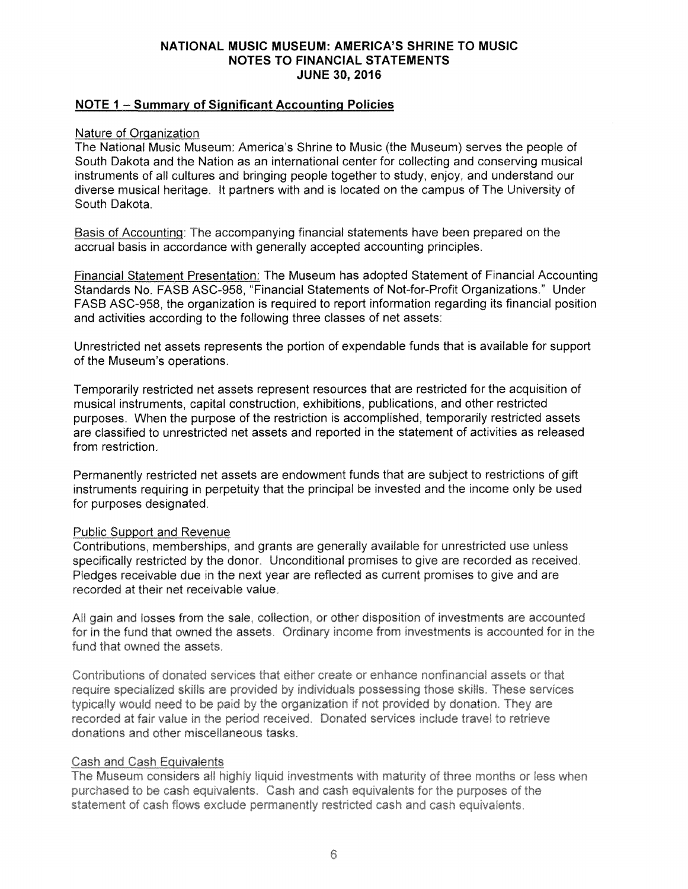# NATIONAL MUSIC MUSEUM: AMERICA'S SHRINE TO MUSIC
# NOTES TO FINANCIAL STATEMENTS
# JUNE 30, 2016

## NOTE 1 – Summary of Significant Accounting Policies

### Nature of Organization

The National Music Museum: America's Shrine to Music (the Museum) serves the people of South Dakota and the Nation as an international center for collecting and conserving musical instruments of all cultures and bringing people together to study, enjoy, and understand our diverse musical heritage. It partners with and is located on the campus of The University of South Dakota.

Basis of Accounting: The accompanying financial statements have been prepared on the accrual basis in accordance with generally accepted accounting principles.

Financial Statement Presentation: The Museum has adopted Statement of Financial Accounting Standards No. FASB ASC-958, "Financial Statements of Not-for-Profit Organizations." Under FASB ASC-958, the organization is required to report information regarding its financial position and activities according to the following three classes of net assets:

Unrestricted net assets represents the portion of expendable funds that is available for support of the Museum's operations.

Temporarily restricted net assets represent resources that are restricted for the acquisition of musical instruments, capital construction, exhibitions, publications, and other restricted purposes. When the purpose of the restriction is accomplished, temporarily restricted assets are classified to unrestricted net assets and reported in the statement of activities as released from restriction.

Permanently restricted net assets are endowment funds that are subject to restrictions of gift instruments requiring in perpetuity that the principal be invested and the income only be used for purposes designated.

### Public Support and Revenue

Contributions, memberships, and grants are generally available for unrestricted use unless specifically restricted by the donor. Unconditional promises to give are recorded as received. Pledges receivable due in the next year are reflected as current promises to give and are recorded at their net receivable value.

All gain and losses from the sale, collection, or other disposition of investments are accounted for in the fund that owned the assets. Ordinary income from investments is accounted for in the fund that owned the assets.

Contributions of donated services that either create or enhance nonfinancial assets or that require specialized skills are provided by individuals possessing those skills. These services typically would need to be paid by the organization if not provided by donation. They are recorded at fair value in the period received. Donated services include travel to retrieve donations and other miscellaneous tasks.

### Cash and Cash Equivalents

The Museum considers all highly liquid investments with maturity of three months or less when purchased to be cash equivalents. Cash and cash equivalents for the purposes of the statement of cash flows exclude permanently restricted cash and cash equivalents.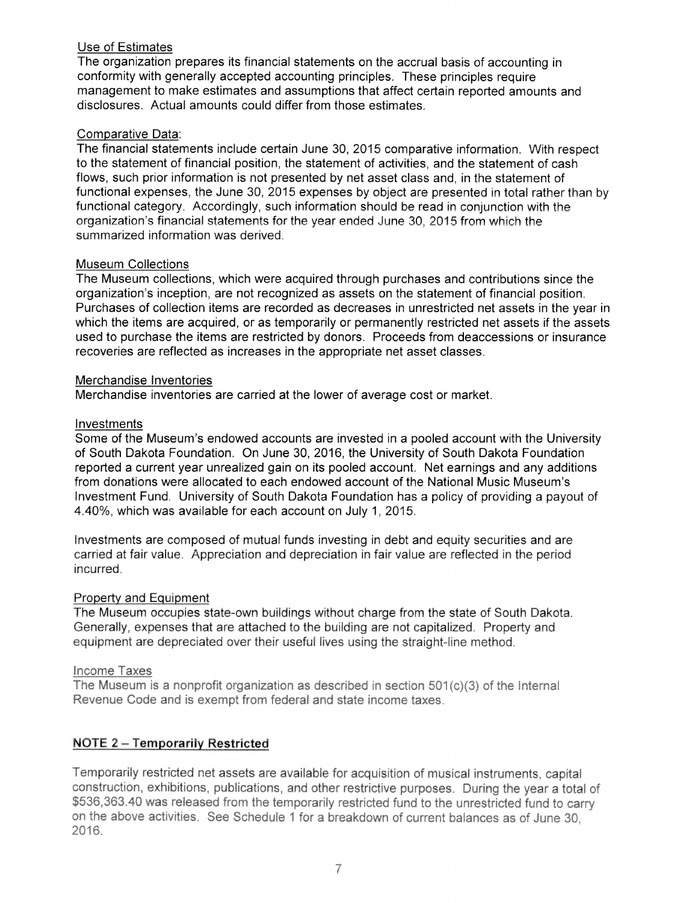Use of Estimates

The organization prepares its financial statements on the accrual basis of accounting in conformity with generally accepted accounting principles. These principles require management to make estimates and assumptions that affect certain reported amounts and disclosures. Actual amounts could differ from those estimates.

Comparative Data:

The financial statements include certain June 30, 2015 comparative information. With respect to the statement of financial position, the statement of activities, and the statement of cash flows, such prior information is not presented by net asset class and, in the statement of functional expenses, the June 30, 2015 expenses by object are presented in total rather than by functional category. Accordingly, such information should be read in conjunction with the organization's financial statements for the year ended June 30, 2015 from which the summarized information was derived.

Museum Collections

The Museum collections, which were acquired through purchases and contributions since the organization's inception, are not recognized as assets on the statement of financial position. Purchases of collection items are recorded as decreases in unrestricted net assets in the year in which the items are acquired, or as temporarily or permanently restricted net assets if the assets used to purchase the items are restricted by donors. Proceeds from deaccessions or insurance recoveries are reflected as increases in the appropriate net asset classes.

Merchandise Inventories

Merchandise inventories are carried at the lower of average cost or market.

Investments

Some of the Museum's endowed accounts are invested in a pooled account with the University of South Dakota Foundation. On June 30, 2016, the University of South Dakota Foundation reported a current year unrealized gain on its pooled account. Net earnings and any additions from donations were allocated to each endowed account of the National Music Museum's Investment Fund. University of South Dakota Foundation has a policy of providing a payout of 4.40%, which was available for each account on July 1, 2015.

Investments are composed of mutual funds investing in debt and equity securities and are carried at fair value. Appreciation and depreciation in fair value are reflected in the period incurred.

Property and Equipment

The Museum occupies state-own buildings without charge from the state of South Dakota. Generally, expenses that are attached to the building are not capitalized. Property and equipment are depreciated over their useful lives using the straight-line method.

Income Taxes

The Museum is a nonprofit organization as described in section 501(c)(3) of the Internal Revenue Code and is exempt from federal and state income taxes.

## NOTE 2 – Temporarily Restricted

Temporarily restricted net assets are available for acquisition of musical instruments, capital construction, exhibitions, publications, and other restrictive purposes. During the year a total of $536,363.40 was released from the temporarily restricted fund to the unrestricted fund to carry on the above activities. See Schedule 1 for a breakdown of current balances as of June 30, 2016.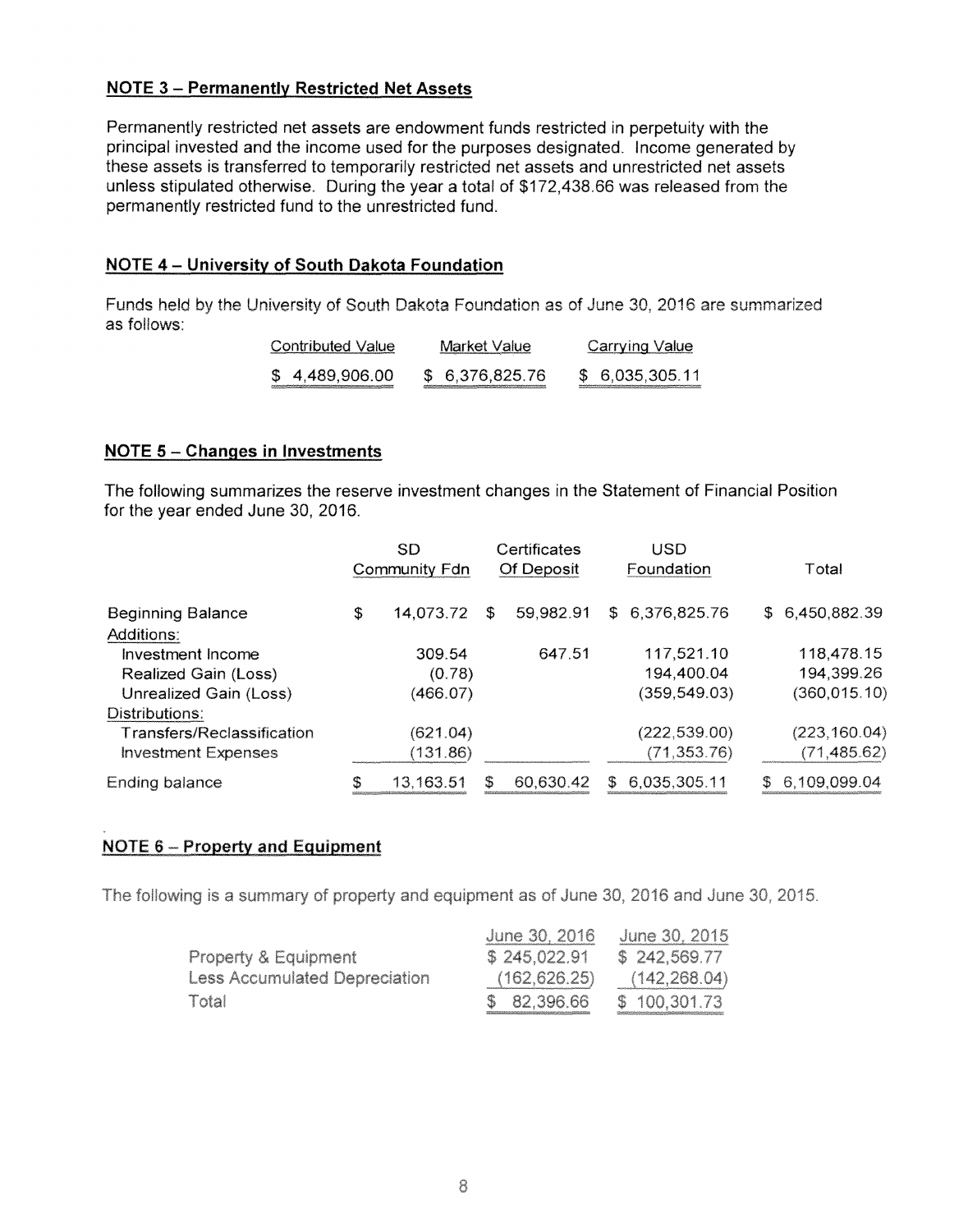**NOTE 3 – Permanently Restricted Net Assets**

Permanently restricted net assets are endowment funds restricted in perpetuity with the principal invested and the income used for the purposes designated. Income generated by these assets is transferred to temporarily restricted net assets and unrestricted net assets unless stipulated otherwise. During the year a total of $172,438.66 was released from the permanently restricted fund to the unrestricted fund.

**NOTE 4 – University of South Dakota Foundation**

Funds held by the University of South Dakota Foundation as of June 30, 2016 are summarized as follows:

| Contributed Value | Market Value | Carrying Value |
|---|---|---|
| $ 4,489,906.00 | $ 6,376,825.76 | $ 6,035,305.11 |

**NOTE 5 – Changes in Investments**

The following summarizes the reserve investment changes in the Statement of Financial Position for the year ended June 30, 2016.

| | SD Community Fdn | Certificates Of Deposit | USD Foundation | Total |
|---|---|---|---|---|
| Beginning Balance | $ 14,073.72 | $ 59,982.91 | $ 6,376,825.76 | $ 6,450,882.39 |
| Additions: | | | | |
| Investment Income | 309.54 | 647.51 | 117,521.10 | 118,478.15 |
| Realized Gain (Loss) | (0.78) | | 194,400.04 | 194,399.26 |
| Unrealized Gain (Loss) | (466.07) | | (359,549.03) | (360,015.10) |
| Distributions: | | | | |
| Transfers/Reclassification | (621.04) | | (222,539.00) | (223,160.04) |
| Investment Expenses | (131.86) | | (71,353.76) | (71,485.62) |
| Ending balance | $ 13,163.51 | $ 60,630.42 | $ 6,035,305.11 | $ 6,109,099.04 |

**NOTE 6 – Property and Equipment**

The following is a summary of property and equipment as of June 30, 2016 and June 30, 2015.

| | June 30, 2016 | June 30, 2015 |
|---|---|---|
| Property & Equipment | $ 245,022.91 | $ 242,569.77 |
| Less Accumulated Depreciation | (162,626.25) | (142,268.04) |
| Total | $ 82,396.66 | $ 100,301.73 |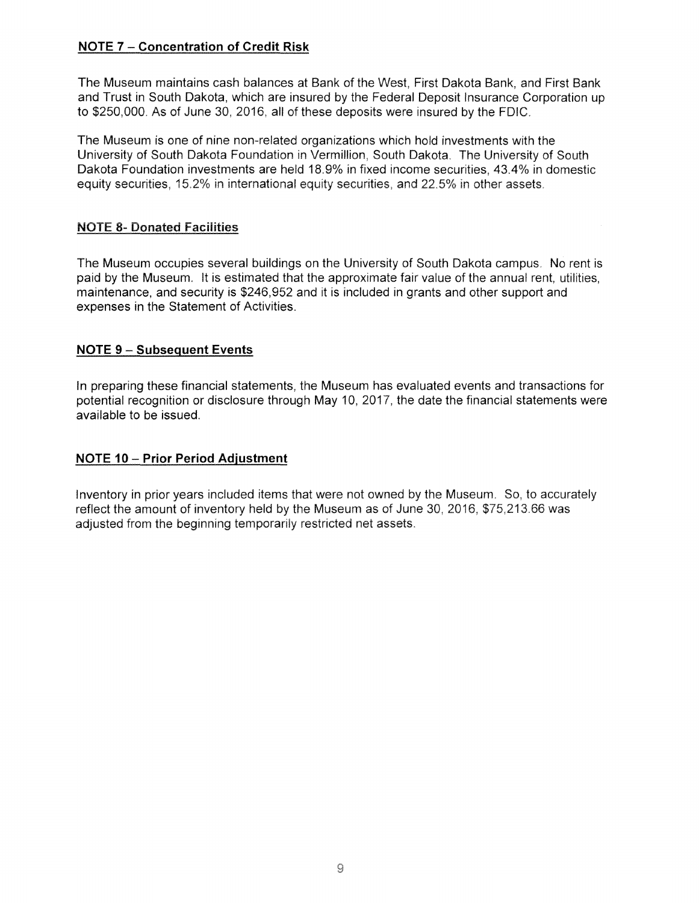## NOTE 7 – Concentration of Credit Risk

The Museum maintains cash balances at Bank of the West, First Dakota Bank, and First Bank and Trust in South Dakota, which are insured by the Federal Deposit Insurance Corporation up to $250,000. As of June 30, 2016, all of these deposits were insured by the FDIC.

The Museum is one of nine non-related organizations which hold investments with the University of South Dakota Foundation in Vermillion, South Dakota. The University of South Dakota Foundation investments are held 18.9% in fixed income securities, 43.4% in domestic equity securities, 15.2% in international equity securities, and 22.5% in other assets.

## NOTE 8- Donated Facilities

The Museum occupies several buildings on the University of South Dakota campus. No rent is paid by the Museum. It is estimated that the approximate fair value of the annual rent, utilities, maintenance, and security is $246,952 and it is included in grants and other support and expenses in the Statement of Activities.

## NOTE 9 – Subsequent Events

In preparing these financial statements, the Museum has evaluated events and transactions for potential recognition or disclosure through May 10, 2017, the date the financial statements were available to be issued.

## NOTE 10 – Prior Period Adjustment

Inventory in prior years included items that were not owned by the Museum. So, to accurately reflect the amount of inventory held by the Museum as of June 30, 2016, $75,213.66 was adjusted from the beginning temporarily restricted net assets.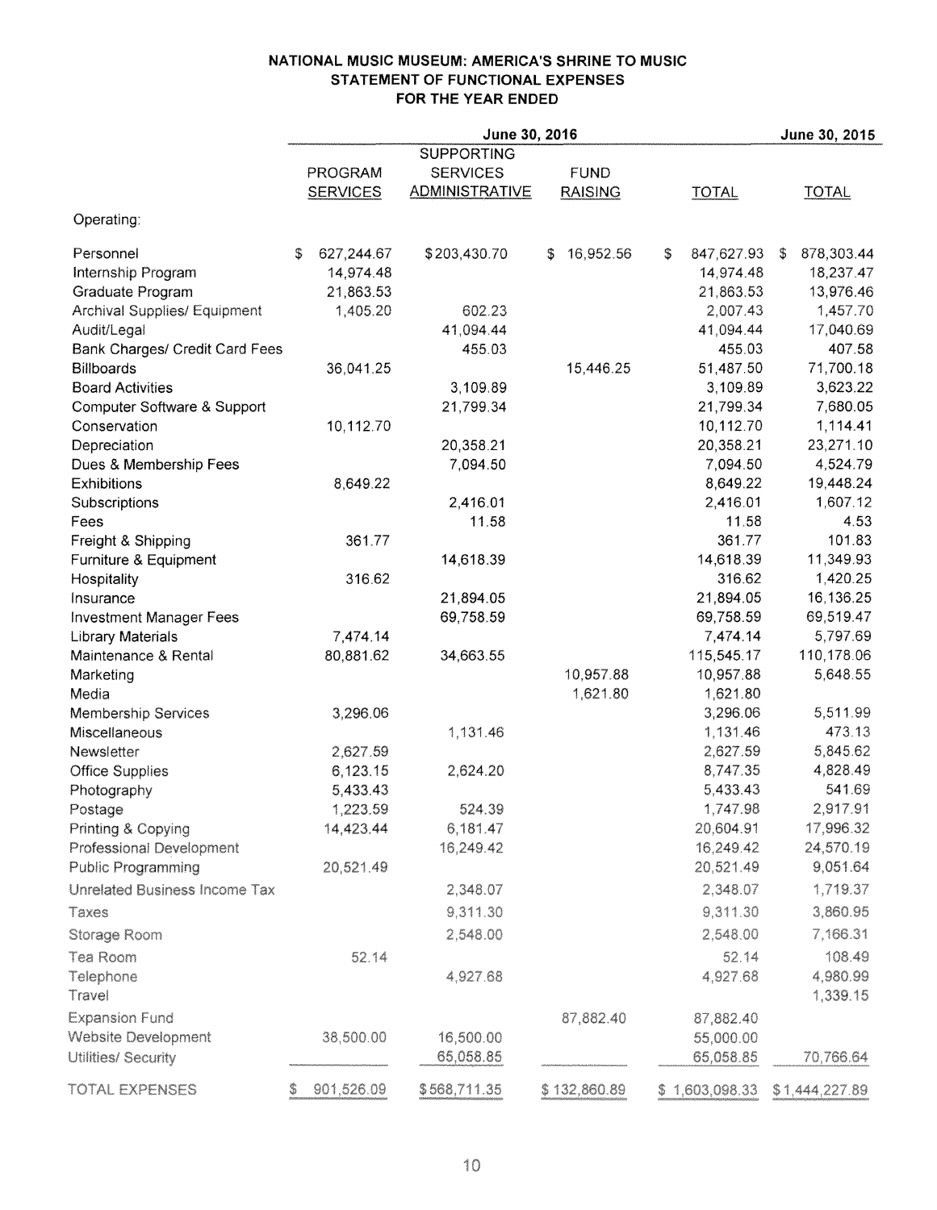# NATIONAL MUSIC MUSEUM: AMERICA'S SHRINE TO MUSIC
## STATEMENT OF FUNCTIONAL EXPENSES
### FOR THE YEAR ENDED

| | June 30, 2016 | | | | June 30, 2015 |
|---|---|---|---|---|---|
| | PROGRAM SERVICES | SUPPORTING SERVICES ADMINISTRATIVE | FUND RAISING | TOTAL | TOTAL |
| Operating: | | | | | |
| Personnel | $ 627,244.67 | $203,430.70 | $ 16,952.56 | $ 847,627.93 | $ 878,303.44 |
| Internship Program | 14,974.48 | | | 14,974.48 | 18,237.47 |
| Graduate Program | 21,863.53 | | | 21,863.53 | 13,976.46 |
| Archival Supplies/ Equipment | 1,405.20 | 602.23 | | 2,007.43 | 1,457.70 |
| Audit/Legal | | 41,094.44 | | 41,094.44 | 17,040.69 |
| Bank Charges/ Credit Card Fees | | 455.03 | | 455.03 | 407.58 |
| Billboards | 36,041.25 | | 15,446.25 | 51,487.50 | 71,700.18 |
| Board Activities | | 3,109.89 | | 3,109.89 | 3,623.22 |
| Computer Software & Support | | 21,799.34 | | 21,799.34 | 7,680.05 |
| Conservation | 10,112.70 | | | 10,112.70 | 1,114.41 |
| Depreciation | | 20,358.21 | | 20,358.21 | 23,271.10 |
| Dues & Membership Fees | | 7,094.50 | | 7,094.50 | 4,524.79 |
| Exhibitions | 8,649.22 | | | 8,649.22 | 19,448.24 |
| Subscriptions | | 2,416.01 | | 2,416.01 | 1,607.12 |
| Fees | | 11.58 | | 11.58 | 4.53 |
| Freight & Shipping | 361.77 | | | 361.77 | 101.83 |
| Furniture & Equipment | | 14,618.39 | | 14,618.39 | 11,349.93 |
| Hospitality | 316.62 | | | 316.62 | 1,420.25 |
| Insurance | | 21,894.05 | | 21,894.05 | 16,136.25 |
| Investment Manager Fees | | 69,758.59 | | 69,758.59 | 69,519.47 |
| Library Materials | 7,474.14 | | | 7,474.14 | 5,797.69 |
| Maintenance & Rental | 80,881.62 | 34,663.55 | | 115,545.17 | 110,178.06 |
| Marketing | | | 10,957.88 | 10,957.88 | 5,648.55 |
| Media | | | 1,621.80 | 1,621.80 | |
| Membership Services | 3,296.06 | | | 3,296.06 | 5,511.99 |
| Miscellaneous | | 1,131.46 | | 1,131.46 | 473.13 |
| Newsletter | 2,627.59 | | | 2,627.59 | 5,845.62 |
| Office Supplies | 6,123.15 | 2,624.20 | | 8,747.35 | 4,828.49 |
| Photography | 5,433.43 | | | 5,433.43 | 541.69 |
| Postage | 1,223.59 | 524.39 | | 1,747.98 | 2,917.91 |
| Printing & Copying | 14,423.44 | 6,181.47 | | 20,604.91 | 17,996.32 |
| Professional Development | | 16,249.42 | | 16,249.42 | 24,570.19 |
| Public Programming | 20,521.49 | | | 20,521.49 | 9,051.64 |
| Unrelated Business Income Tax | | 2,348.07 | | 2,348.07 | 1,719.37 |
| Taxes | | 9,311.30 | | 9,311.30 | 3,860.95 |
| Storage Room | | 2,548.00 | | 2,548.00 | 7,166.31 |
| Tea Room | 52.14 | | | 52.14 | 108.49 |
| Telephone | | 4,927.68 | | 4,927.68 | 4,980.99 |
| Travel | | | | | 1,339.15 |
| Expansion Fund | | | 87,882.40 | 87,882.40 | |
| Website Development | 38,500.00 | 16,500.00 | | 55,000.00 | |
| Utilities/ Security | | 65,058.85 | | 65,058.85 | 70,766.64 |
| TOTAL EXPENSES | $ 901,526.09 | $568,711.35 | $ 132,860.89 | $ 1,603,098.33 | $1,444,227.89 |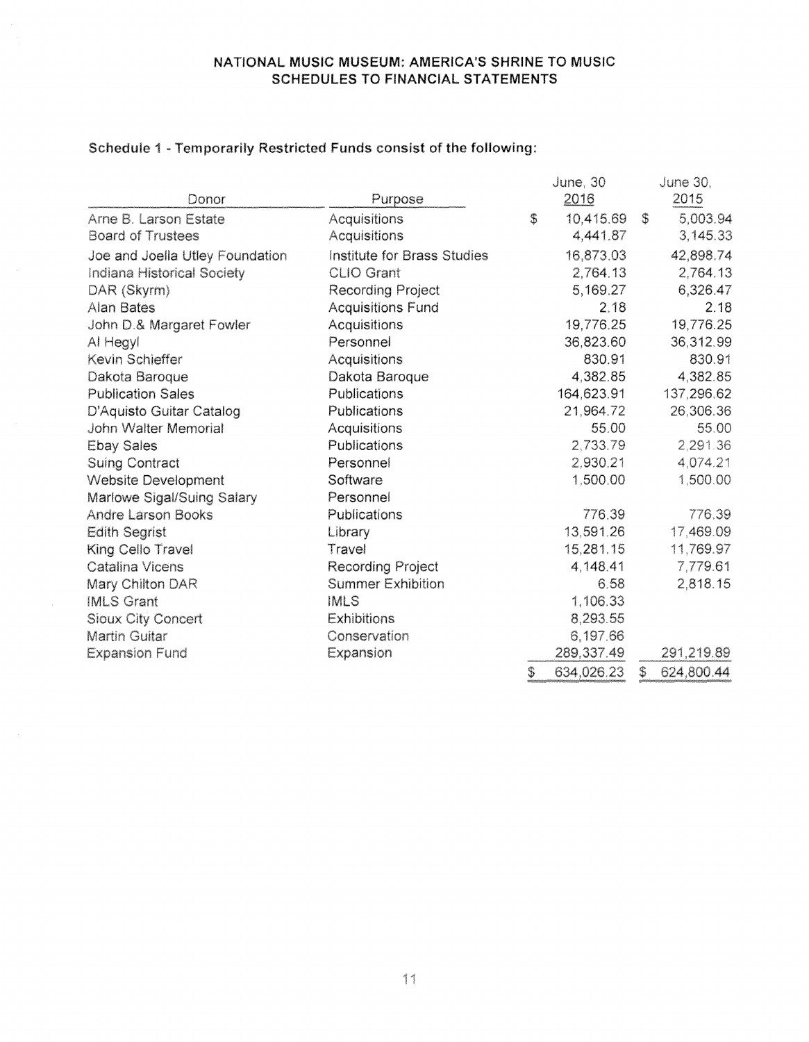# NATIONAL MUSIC MUSEUM: AMERICA'S SHRINE TO MUSIC
## SCHEDULES TO FINANCIAL STATEMENTS

### Schedule 1 - Temporarily Restricted Funds consist of the following:

| Donor | Purpose | June, 30 2016 | June 30, 2015 |
|---|---|---|---|
| Arne B. Larson Estate | Acquisitions | $ 10,415.69 | $ 5,003.94 |
| Board of Trustees | Acquisitions | 4,441.87 | 3,145.33 |
| Joe and Joella Utley Foundation | Institute for Brass Studies | 16,873.03 | 42,898.74 |
| Indiana Historical Society | CLIO Grant | 2,764.13 | 2,764.13 |
| DAR (Skyrm) | Recording Project | 5,169.27 | 6,326.47 |
| Alan Bates | Acquisitions Fund | 2.18 | 2.18 |
| John D.& Margaret Fowler | Acquisitions | 19,776.25 | 19,776.25 |
| Al Hegyl | Personnel | 36,823.60 | 36,312.99 |
| Kevin Schieffer | Acquisitions | 830.91 | 830.91 |
| Dakota Baroque | Dakota Baroque | 4,382.85 | 4,382.85 |
| Publication Sales | Publications | 164,623.91 | 137,296.62 |
| D'Aquisto Guitar Catalog | Publications | 21,964.72 | 26,306.36 |
| John Walter Memorial | Acquisitions | 55.00 | 55.00 |
| Ebay Sales | Publications | 2,733.79 | 2,291.36 |
| Suing Contract | Personnel | 2,930.21 | 4,074.21 |
| Website Development | Software | 1,500.00 | 1,500.00 |
| Marlowe Sigal/Suing Salary | Personnel | | |
| Andre Larson Books | Publications | 776.39 | 776.39 |
| Edith Segrist | Library | 13,591.26 | 17,469.09 |
| King Cello Travel | Travel | 15,281.15 | 11,769.97 |
| Catalina Vicens | Recording Project | 4,148.41 | 7,779.61 |
| Mary Chilton DAR | Summer Exhibition | 6.58 | 2,818.15 |
| IMLS Grant | IMLS | 1,106.33 | |
| Sioux City Concert | Exhibitions | 8,293.55 | |
| Martin Guitar | Conservation | 6,197.66 | |
| Expansion Fund | Expansion | 289,337.49 | 291,219.89 |
| | | $ 634,026.23 | $ 624,800.44 |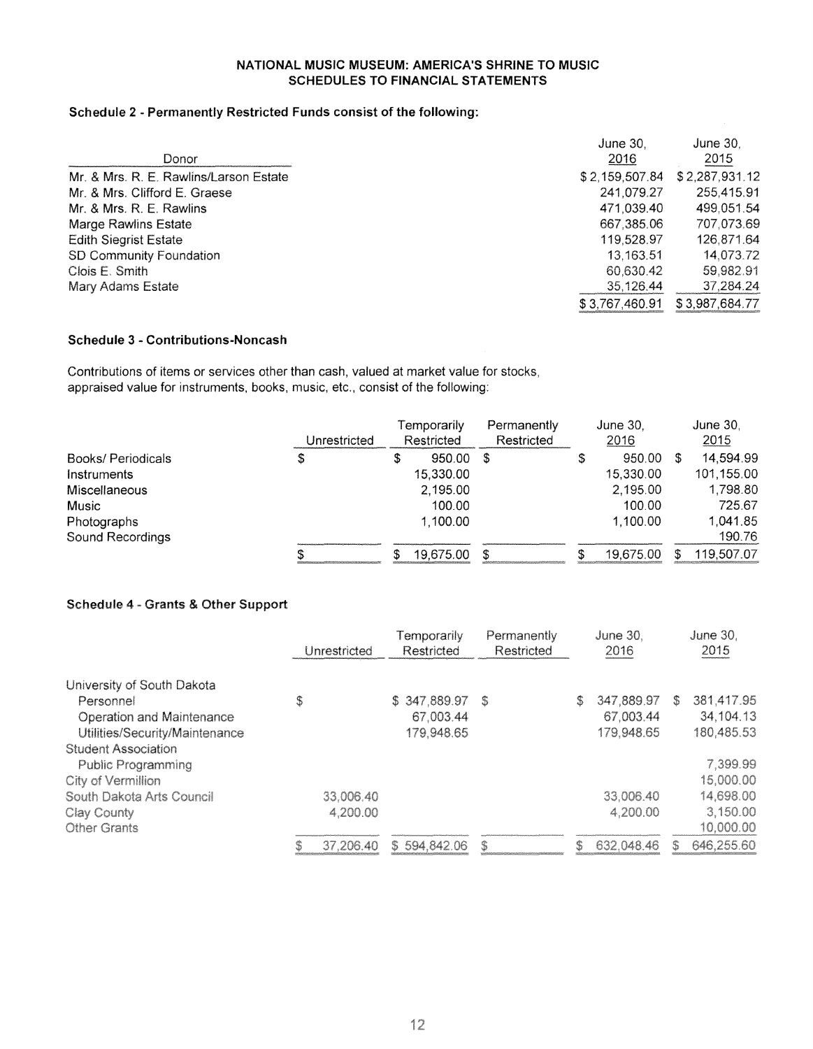# NATIONAL MUSIC MUSEUM: AMERICA'S SHRINE TO MUSIC
## SCHEDULES TO FINANCIAL STATEMENTS

### Schedule 2 - Permanently Restricted Funds consist of the following:

| Donor | June 30, 2016 | June 30, 2015 |
|---|---|---|
| Mr. & Mrs. R. E. Rawlins/Larson Estate | $ 2,159,507.84 | $ 2,287,931.12 |
| Mr. & Mrs. Clifford E. Graese | 241,079.27 | 255,415.91 |
| Mr. & Mrs. R. E. Rawlins | 471,039.40 | 499,051.54 |
| Marge Rawlins Estate | 667,385.06 | 707,073.69 |
| Edith Siegrist Estate | 119,528.97 | 126,871.64 |
| SD Community Foundation | 13,163.51 | 14,073.72 |
| Clois E. Smith | 60,630.42 | 59,982.91 |
| Mary Adams Estate | 35,126.44 | 37,284.24 |
| | $ 3,767,460.91 | $ 3,987,684.77 |

### Schedule 3 - Contributions-Noncash

Contributions of items or services other than cash, valued at market value for stocks, appraised value for instruments, books, music, etc., consist of the following:

| | Unrestricted | Temporarily Restricted | Permanently Restricted | June 30, 2016 | June 30, 2015 |
|---|---|---|---|---|---|
| Books/ Periodicals | $ | $ 950.00 | $ | $ 950.00 | $ 14,594.99 |
| Instruments | | 15,330.00 | | 15,330.00 | 101,155.00 |
| Miscellaneous | | 2,195.00 | | 2,195.00 | 1,798.80 |
| Music | | 100.00 | | 100.00 | 725.67 |
| Photographs | | 1,100.00 | | 1,100.00 | 1,041.85 |
| Sound Recordings | | | | | 190.76 |
| | $ | $ 19,675.00 | $ | $ 19,675.00 | $ 119,507.07 |

### Schedule 4 - Grants & Other Support

| | Unrestricted | Temporarily Restricted | Permanently Restricted | June 30, 2016 | June 30, 2015 |
|---|---|---|---|---|---|
| University of South Dakota | | | | | |
| Personnel | $ | $ 347,889.97 | $ | $ 347,889.97 | $ 381,417.95 |
| Operation and Maintenance | | 67,003.44 | | 67,003.44 | 34,104.13 |
| Utilities/Security/Maintenance | | 179,948.65 | | 179,948.65 | 180,485.53 |
| Student Association | | | | | |
| Public Programming | | | | | 7,399.99 |
| City of Vermillion | | | | | 15,000.00 |
| South Dakota Arts Council | 33,006.40 | | | 33,006.40 | 14,698.00 |
| Clay County | 4,200.00 | | | 4,200.00 | 3,150.00 |
| Other Grants | | | | | 10,000.00 |
| | $ 37,206.40 | $ 594,842.06 | $ | $ 632,048.46 | $ 646,255.60 |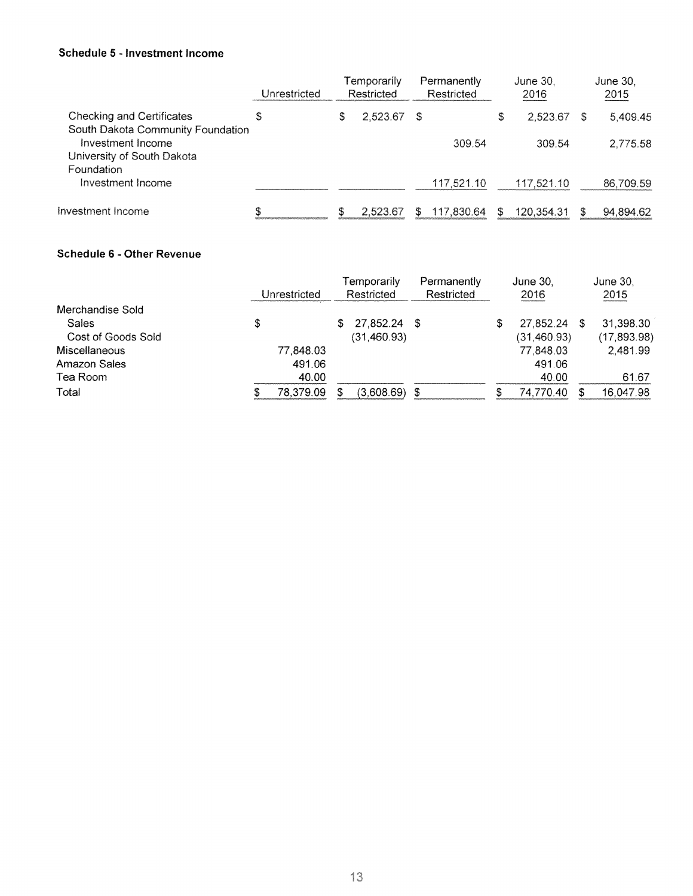**Schedule 5 - Investment Income**

| | Unrestricted | Temporarily Restricted | Permanently Restricted | June 30, 2016 | June 30, 2015 |
|---|---|---|---|---|---|
| Checking and Certificates | $ | $ 2,523.67 | $ | $ 2,523.67 | $ 5,409.45 |
| South Dakota Community Foundation Investment Income | | | 309.54 | 309.54 | 2,775.58 |
| University of South Dakota Foundation Investment Income | | | 117,521.10 | 117,521.10 | 86,709.59 |
| Investment Income | $ | $ 2,523.67 | $ 117,830.64 | $ 120,354.31 | $ 94,894.62 |

**Schedule 6 - Other Revenue**

| | Unrestricted | Temporarily Restricted | Permanently Restricted | June 30, 2016 | June 30, 2015 |
|---|---|---|---|---|---|
| Merchandise Sold | | | | | |
| Sales | $ | $ 27,852.24 | $ | $ 27,852.24 | $ 31,398.30 |
| Cost of Goods Sold | | (31,460.93) | | (31,460.93) | (17,893.98) |
| Miscellaneous | 77,848.03 | | | 77,848.03 | 2,481.99 |
| Amazon Sales | 491.06 | | | 491.06 | |
| Tea Room | 40.00 | | | 40.00 | 61.67 |
| Total | $ 78,379.09 | $ (3,608.69) | $ | $ 74,770.40 | $ 16,047.98 |